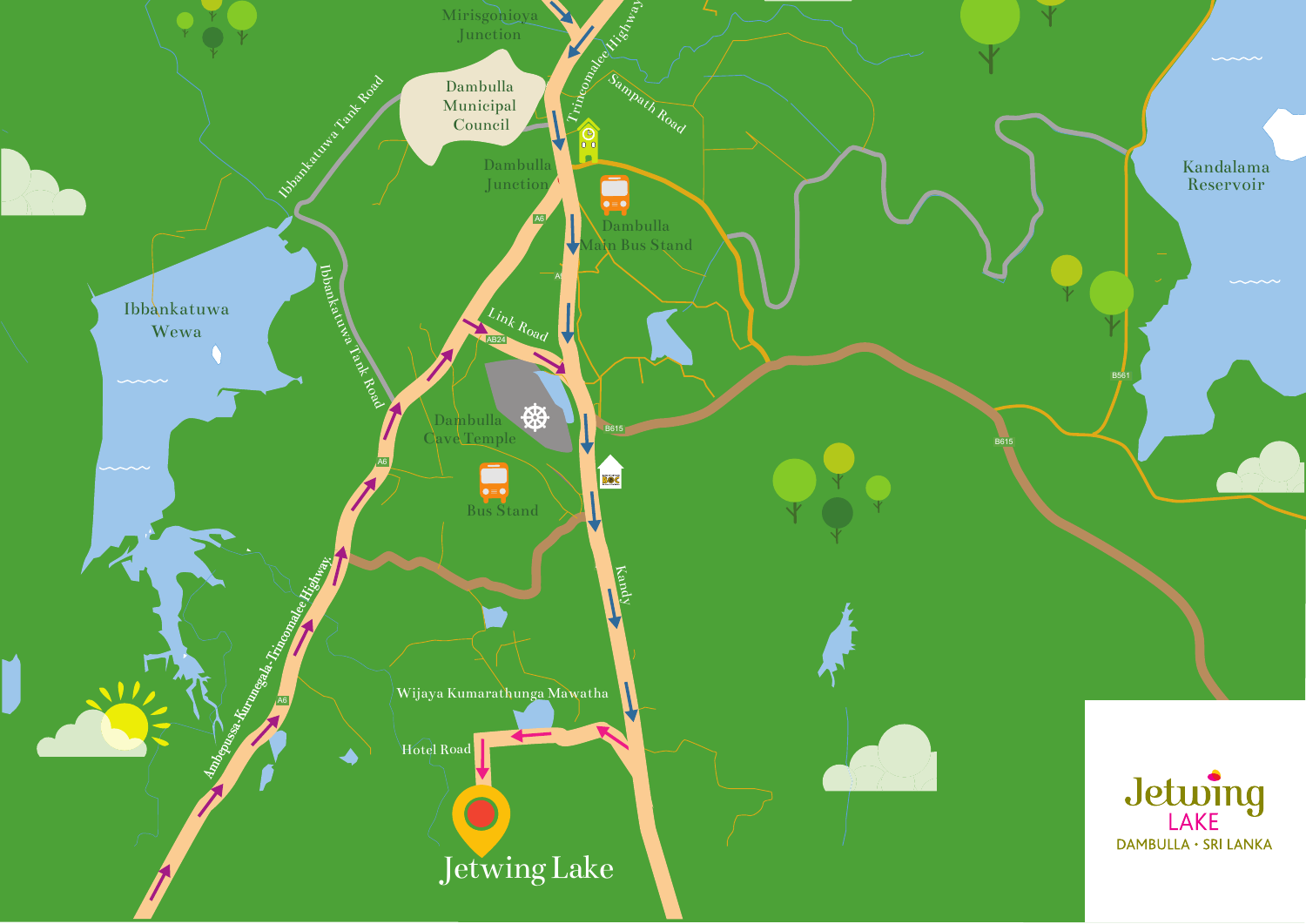Mirisgonioya Junction

Trincomalee Highway

Dambulla Municipal Council

Sampath Road

Ibbankatuwa Tank Road

Dambulla Junction

Dambulla Main Bus Stand

Kandalama Reservoir

Ibbankatuwa Wewa

Link Road

Dambulla Cave Temple

Bus Stand

Kandy

Ambepussa-Kurunegala-Trincomalee Highway

Wijaya Kumarathunga Mawatha

Hotel Road

Jetwing Lake

Jetwing LAKE DAMBULLA · SRI LANKA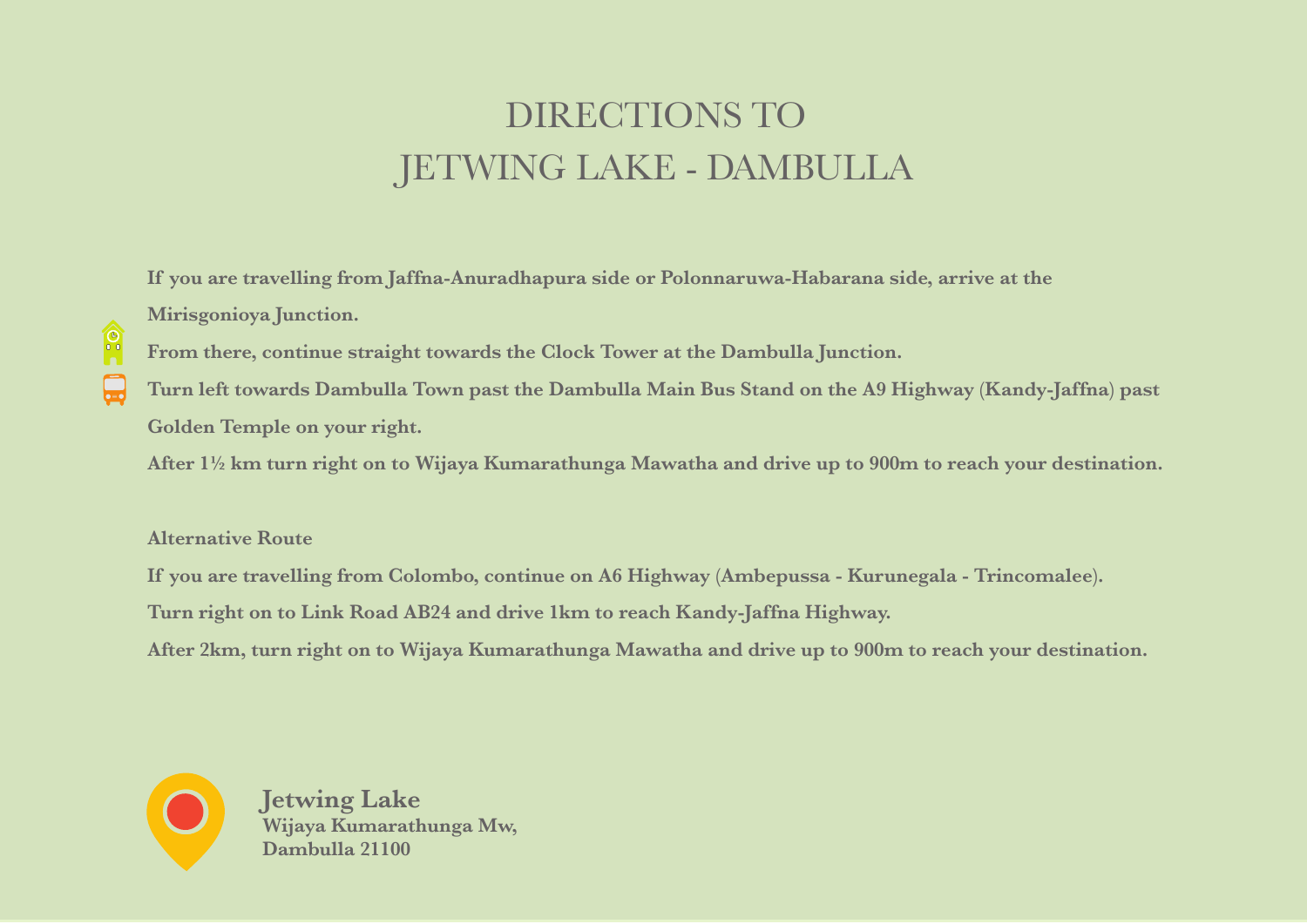# DIRECTIONS TO JETWING LAKE - DAMBULLA

**If you are travelling from Jaffna-Anuradhapura side or Polonnaruwa-Habarana side, arrive at the Mirisgonioya Junction.**

**From there, continue straight towards the Clock Tower at the Dambulla Junction.**

**Turn left towards Dambulla Town past the Dambulla Main Bus Stand on the A9 Highway (Kandy-Jaffna) past Golden Temple on your right.**

**After 1½ km turn right on to Wijaya Kumarathunga Mawatha and drive up to 900m to reach your destination.**

**Alternative Route**

**If you are travelling from Colombo, continue on A6 Highway (Ambepussa - Kurunegala - Trincomalee).**

**Turn right on to Link Road AB24 and drive 1km to reach Kandy-Jaffna Highway.**

**After 2km, turn right on to Wijaya Kumarathunga Mawatha and drive up to 900m to reach your destination.**

**Jetwing Lake**
**Wijaya Kumarathunga Mw,**
**Dambulla 21100**